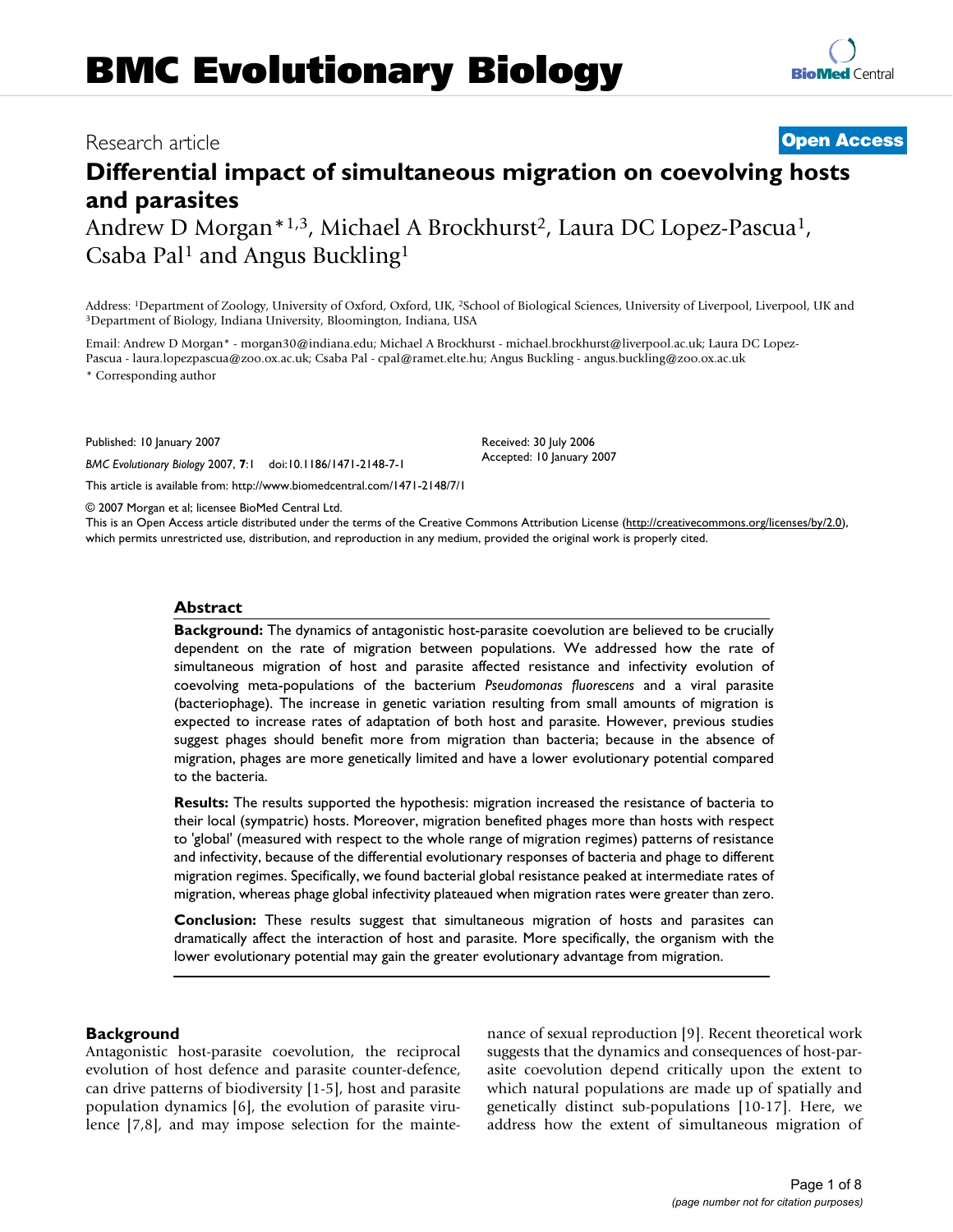# BMC Evolutionary Biology

Research article **Open Access**

## Differential impact of simultaneous migration on coevolving hosts and parasites

Andrew D Morgan*[1,3], Michael A Brockhurst[2], Laura DC Lopez-Pascua[1], Csaba Pal[1] and Angus Buckling[1]

Address: [1]Department of Zoology, University of Oxford, Oxford, UK, [2]School of Biological Sciences, University of Liverpool, Liverpool, UK and [3]Department of Biology, Indiana University, Bloomington, Indiana, USA

Email: Andrew D Morgan* - morgan30@indiana.edu; Michael A Brockhurst - michael.brockhurst@liverpool.ac.uk; Laura DC Lopez-Pascua - laura.lopezpascua@zoo.ox.ac.uk; Csaba Pal - cpal@ramet.elte.hu; Angus Buckling - angus.buckling@zoo.ox.ac.uk

* Corresponding author

Published: 10 January 2007

*BMC Evolutionary Biology* 2007, **7**:1 doi:10.1186/1471-2148-7-1

Received: 30 July 2006
Accepted: 10 January 2007

This article is available from: http://www.biomedcentral.com/1471-2148/7/1

© 2007 Morgan et al; licensee BioMed Central Ltd.
This is an Open Access article distributed under the terms of the Creative Commons Attribution License (http://creativecommons.org/licenses/by/2.0), which permits unrestricted use, distribution, and reproduction in any medium, provided the original work is properly cited.

### Abstract

**Background:** The dynamics of antagonistic host-parasite coevolution are believed to be crucially dependent on the rate of migration between populations. We addressed how the rate of simultaneous migration of host and parasite affected resistance and infectivity evolution of coevolving meta-populations of the bacterium *Pseudomonas fluorescens* and a viral parasite (bacteriophage). The increase in genetic variation resulting from small amounts of migration is expected to increase rates of adaptation of both host and parasite. However, previous studies suggest phages should benefit more from migration than bacteria; because in the absence of migration, phages are more genetically limited and have a lower evolutionary potential compared to the bacteria.

**Results:** The results supported the hypothesis: migration increased the resistance of bacteria to their local (sympatric) hosts. Moreover, migration benefited phages more than hosts with respect to 'global' (measured with respect to the whole range of migration regimes) patterns of resistance and infectivity, because of the differential evolutionary responses of bacteria and phage to different migration regimes. Specifically, we found bacterial global resistance peaked at intermediate rates of migration, whereas phage global infectivity plateaued when migration rates were greater than zero.

**Conclusion:** These results suggest that simultaneous migration of hosts and parasites can dramatically affect the interaction of host and parasite. More specifically, the organism with the lower evolutionary potential may gain the greater evolutionary advantage from migration.

### Background

Antagonistic host-parasite coevolution, the reciprocal evolution of host defence and parasite counter-defence, can drive patterns of biodiversity [1-5], host and parasite population dynamics [6], the evolution of parasite virulence [7,8], and may impose selection for the maintenance of sexual reproduction [9]. Recent theoretical work suggests that the dynamics and consequences of host-parasite coevolution depend critically upon the extent to which natural populations are made up of spatially and genetically distinct sub-populations [10-17]. Here, we address how the extent of simultaneous migration of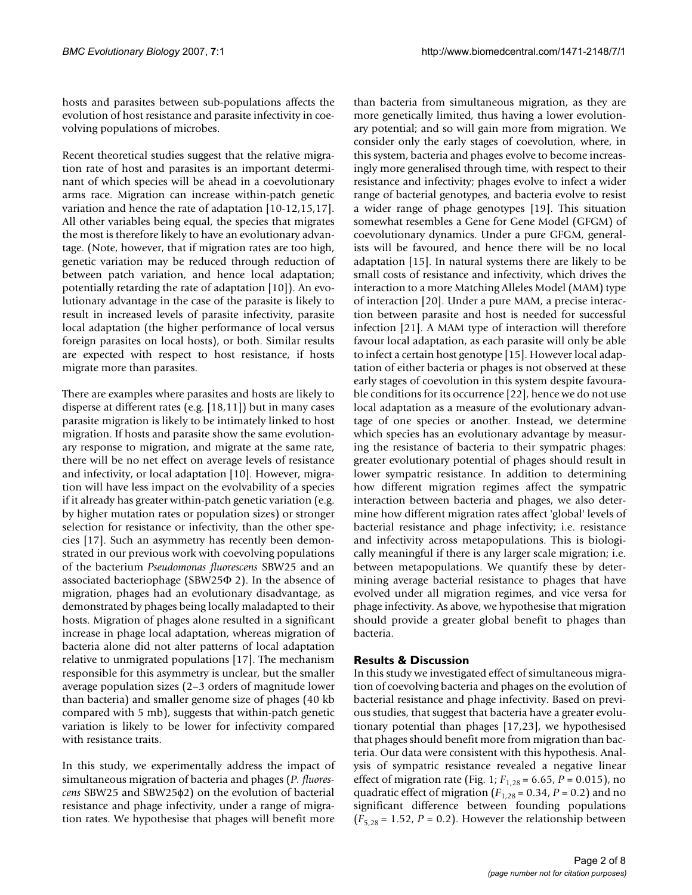hosts and parasites between sub-populations affects the evolution of host resistance and parasite infectivity in coevolving populations of microbes.

Recent theoretical studies suggest that the relative migration rate of host and parasites is an important determinant of which species will be ahead in a coevolutionary arms race. Migration can increase within-patch genetic variation and hence the rate of adaptation [10-12,15,17]. All other variables being equal, the species that migrates the most is therefore likely to have an evolutionary advantage. (Note, however, that if migration rates are too high, genetic variation may be reduced through reduction of between patch variation, and hence local adaptation; potentially retarding the rate of adaptation [10]). An evolutionary advantage in the case of the parasite is likely to result in increased levels of parasite infectivity, parasite local adaptation (the higher performance of local versus foreign parasites on local hosts), or both. Similar results are expected with respect to host resistance, if hosts migrate more than parasites.

There are examples where parasites and hosts are likely to disperse at different rates (e.g. [18,11]) but in many cases parasite migration is likely to be intimately linked to host migration. If hosts and parasite show the same evolutionary response to migration, and migrate at the same rate, there will be no net effect on average levels of resistance and infectivity, or local adaptation [10]. However, migration will have less impact on the evolvability of a species if it already has greater within-patch genetic variation (e.g. by higher mutation rates or population sizes) or stronger selection for resistance or infectivity, than the other species [17]. Such an asymmetry has recently been demonstrated in our previous work with coevolving populations of the bacterium *Pseudomonas fluorescens* SBW25 and an associated bacteriophage (SBW25Φ 2). In the absence of migration, phages had an evolutionary disadvantage, as demonstrated by phages being locally maladapted to their hosts. Migration of phages alone resulted in a significant increase in phage local adaptation, whereas migration of bacteria alone did not alter patterns of local adaptation relative to unmigrated populations [17]. The mechanism responsible for this asymmetry is unclear, but the smaller average population sizes (2–3 orders of magnitude lower than bacteria) and smaller genome size of phages (40 kb compared with 5 mb), suggests that within-patch genetic variation is likely to be lower for infectivity compared with resistance traits.

In this study, we experimentally address the impact of simultaneous migration of bacteria and phages (*P. fluorescens* SBW25 and SBW25ϕ2) on the evolution of bacterial resistance and phage infectivity, under a range of migration rates. We hypothesise that phages will benefit more than bacteria from simultaneous migration, as they are more genetically limited, thus having a lower evolutionary potential; and so will gain more from migration. We consider only the early stages of coevolution, where, in this system, bacteria and phages evolve to become increasingly more generalised through time, with respect to their resistance and infectivity; phages evolve to infect a wider range of bacterial genotypes, and bacteria evolve to resist a wider range of phage genotypes [19]. This situation somewhat resembles a Gene for Gene Model (GFGM) of coevolutionary dynamics. Under a pure GFGM, generalists will be favoured, and hence there will be no local adaptation [15]. In natural systems there are likely to be small costs of resistance and infectivity, which drives the interaction to a more Matching Alleles Model (MAM) type of interaction [20]. Under a pure MAM, a precise interaction between parasite and host is needed for successful infection [21]. A MAM type of interaction will therefore favour local adaptation, as each parasite will only be able to infect a certain host genotype [15]. However local adaptation of either bacteria or phages is not observed at these early stages of coevolution in this system despite favourable conditions for its occurrence [22], hence we do not use local adaptation as a measure of the evolutionary advantage of one species or another. Instead, we determine which species has an evolutionary advantage by measuring the resistance of bacteria to their sympatric phages: greater evolutionary potential of phages should result in lower sympatric resistance. In addition to determining how different migration regimes affect the sympatric interaction between bacteria and phages, we also determine how different migration rates affect 'global' levels of bacterial resistance and phage infectivity; i.e. resistance and infectivity across metapopulations. This is biologically meaningful if there is any larger scale migration; i.e. between metapopulations. We quantify these by determining average bacterial resistance to phages that have evolved under all migration regimes, and vice versa for phage infectivity. As above, we hypothesise that migration should provide a greater global benefit to phages than bacteria.

## Results & Discussion

In this study we investigated effect of simultaneous migration of coevolving bacteria and phages on the evolution of bacterial resistance and phage infectivity. Based on previous studies, that suggest that bacteria have a greater evolutionary potential than phages [17,23], we hypothesised that phages should benefit more from migration than bacteria. Our data were consistent with this hypothesis. Analysis of sympatric resistance revealed a negative linear effect of migration rate (Fig. 1; $F_{1,28} = 6.65$, $P = 0.015$), no quadratic effect of migration ($F_{1,28} = 0.34$, $P = 0.2$) and no significant difference between founding populations ($F_{5,28} = 1.52$, $P = 0.2$). However the relationship between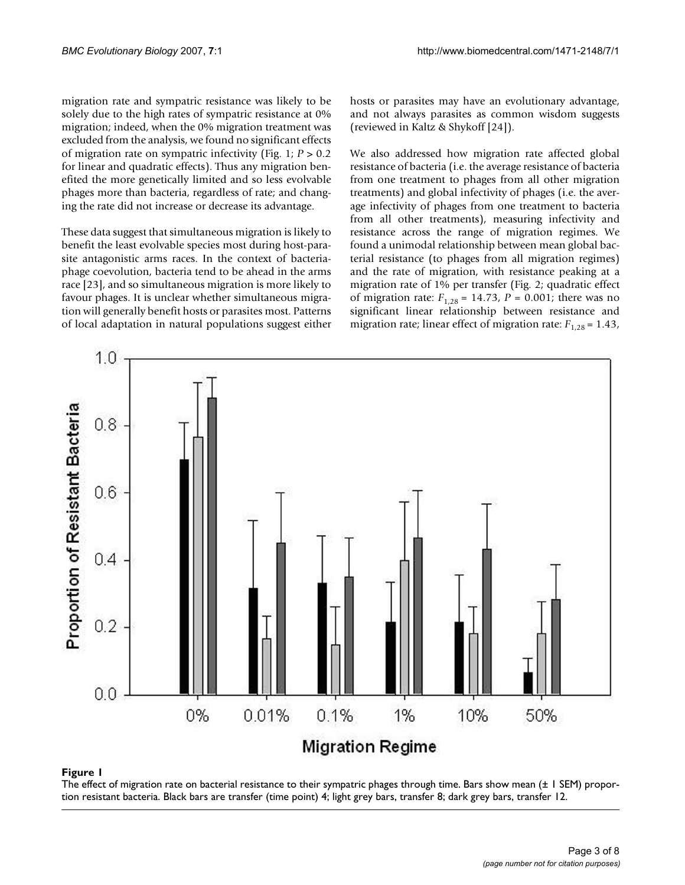migration rate and sympatric resistance was likely to be solely due to the high rates of sympatric resistance at 0% migration; indeed, when the 0% migration treatment was excluded from the analysis, we found no significant effects of migration rate on sympatric infectivity (Fig. 1; $P > 0.2$ for linear and quadratic effects). Thus any migration benefited the more genetically limited and so less evolvable phages more than bacteria, regardless of rate; and changing the rate did not increase or decrease its advantage.

These data suggest that simultaneous migration is likely to benefit the least evolvable species most during host-parasite antagonistic arms races. In the context of bacteria-phage coevolution, bacteria tend to be ahead in the arms race [23], and so simultaneous migration is more likely to favour phages. It is unclear whether simultaneous migration will generally benefit hosts or parasites most. Patterns of local adaptation in natural populations suggest either hosts or parasites may have an evolutionary advantage, and not always parasites as common wisdom suggests (reviewed in Kaltz & Shykoff [24]).

We also addressed how migration rate affected global resistance of bacteria (i.e. the average resistance of bacteria from one treatment to phages from all other migration treatments) and global infectivity of phages (i.e. the average infectivity of phages from one treatment to bacteria from all other treatments), measuring infectivity and resistance across the range of migration regimes. We found a unimodal relationship between mean global bacterial resistance (to phages from all migration regimes) and the rate of migration, with resistance peaking at a migration rate of 1% per transfer (Fig. 2; quadratic effect of migration rate: $F_{1,28} = 14.73$, $P = 0.001$; there was no significant linear relationship between resistance and migration rate; linear effect of migration rate: $F_{1,28} = 1.43$,

**Figure 1**

The effect of migration rate on bacterial resistance to their sympatric phages through time. Bars show mean (± 1 SEM) proportion resistant bacteria. Black bars are transfer (time point) 4; light grey bars, transfer 8; dark grey bars, transfer 12.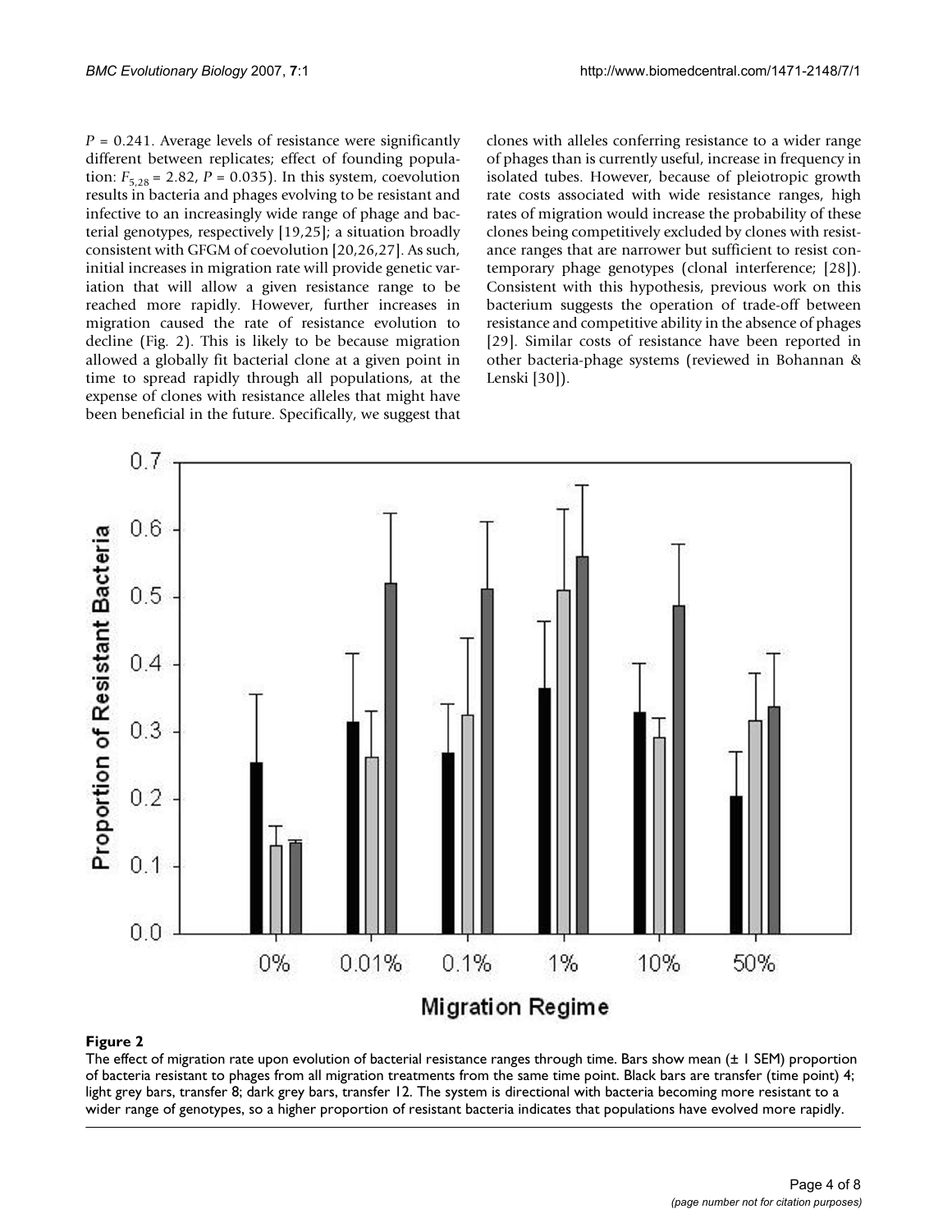$P$ = 0.241. Average levels of resistance were significantly different between replicates; effect of founding population: $F_{5,28}$ = 2.82, $P$ = 0.035). In this system, coevolution results in bacteria and phages evolving to be resistant and infective to an increasingly wide range of phage and bacterial genotypes, respectively [19,25]; a situation broadly consistent with GFGM of coevolution [20,26,27]. As such, initial increases in migration rate will provide genetic variation that will allow a given resistance range to be reached more rapidly. However, further increases in migration caused the rate of resistance evolution to decline (Fig. 2). This is likely to be because migration allowed a globally fit bacterial clone at a given point in time to spread rapidly through all populations, at the expense of clones with resistance alleles that might have been beneficial in the future. Specifically, we suggest that clones with alleles conferring resistance to a wider range of phages than is currently useful, increase in frequency in isolated tubes. However, because of pleiotropic growth rate costs associated with wide resistance ranges, high rates of migration would increase the probability of these clones being competitively excluded by clones with resistance ranges that are narrower but sufficient to resist contemporary phage genotypes (clonal interference; [28]). Consistent with this hypothesis, previous work on this bacterium suggests the operation of trade-off between resistance and competitive ability in the absence of phages [29]. Similar costs of resistance have been reported in other bacteria-phage systems (reviewed in Bohannan & Lenski [30]).

**Figure 2**

The effect of migration rate upon evolution of bacterial resistance ranges through time. Bars show mean (± 1 SEM) proportion of bacteria resistant to phages from all migration treatments from the same time point. Black bars are transfer (time point) 4; light grey bars, transfer 8; dark grey bars, transfer 12. The system is directional with bacteria becoming more resistant to a wider range of genotypes, so a higher proportion of resistant bacteria indicates that populations have evolved more rapidly.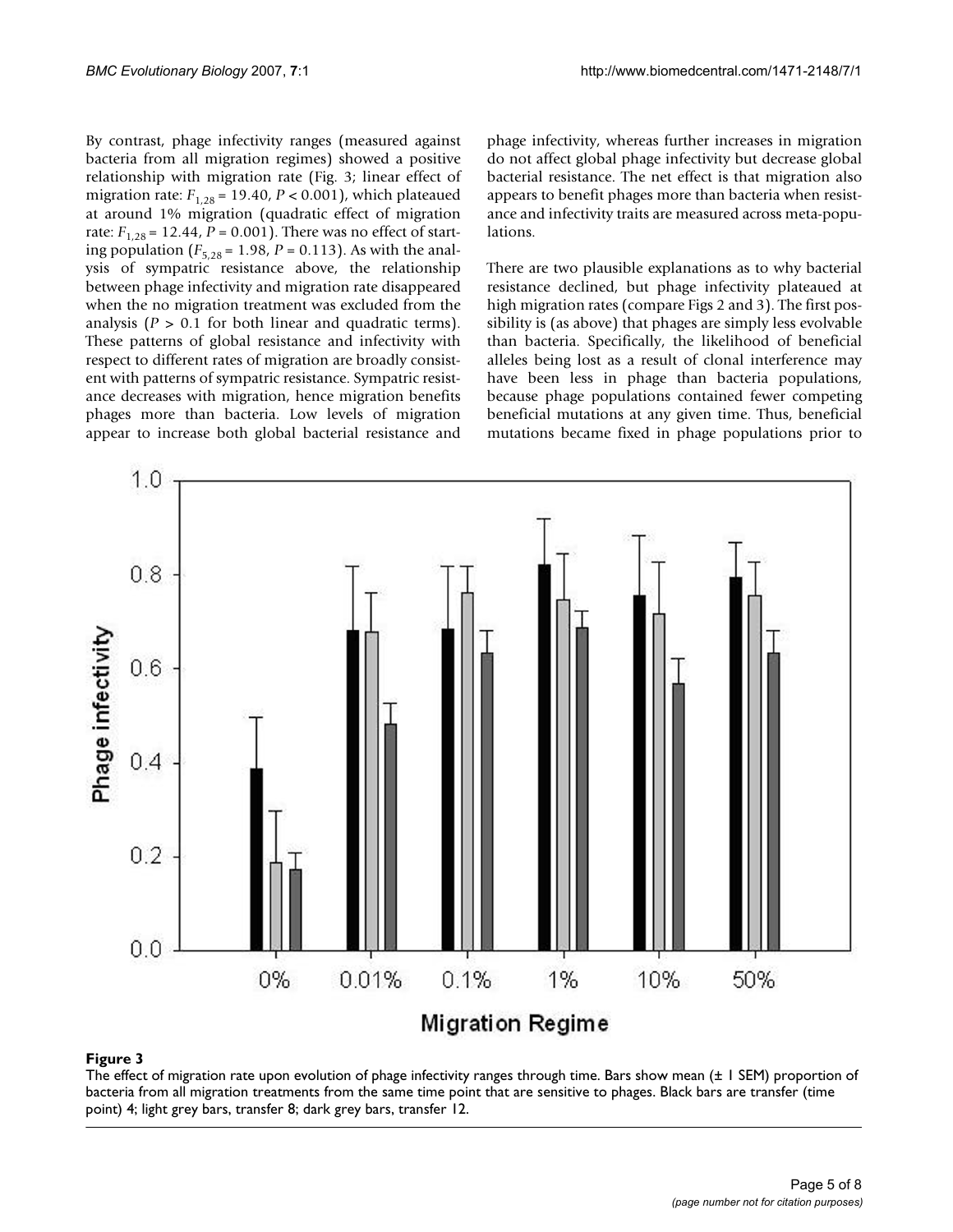By contrast, phage infectivity ranges (measured against bacteria from all migration regimes) showed a positive relationship with migration rate (Fig. 3; linear effect of migration rate: $F_{1,28} = 19.40$, $P < 0.001$), which plateaued at around 1% migration (quadratic effect of migration rate: $F_{1,28} = 12.44$, $P = 0.001$). There was no effect of starting population ($F_{5,28} = 1.98$, $P = 0.113$). As with the analysis of sympatric resistance above, the relationship between phage infectivity and migration rate disappeared when the no migration treatment was excluded from the analysis ($P > 0.1$ for both linear and quadratic terms). These patterns of global resistance and infectivity with respect to different rates of migration are broadly consistent with patterns of sympatric resistance. Sympatric resistance decreases with migration, hence migration benefits phages more than bacteria. Low levels of migration appear to increase both global bacterial resistance and phage infectivity, whereas further increases in migration do not affect global phage infectivity but decrease global bacterial resistance. The net effect is that migration also appears to benefit phages more than bacteria when resistance and infectivity traits are measured across meta-populations.

There are two plausible explanations as to why bacterial resistance declined, but phage infectivity plateaued at high migration rates (compare Figs 2 and 3). The first possibility is (as above) that phages are simply less evolvable than bacteria. Specifically, the likelihood of beneficial alleles being lost as a result of clonal interference may have been less in phage than bacteria populations, because phage populations contained fewer competing beneficial mutations at any given time. Thus, beneficial mutations became fixed in phage populations prior to

**Figure 3**

The effect of migration rate upon evolution of phage infectivity ranges through time. Bars show mean (± 1 SEM) proportion of bacteria from all migration treatments from the same time point that are sensitive to phages. Black bars are transfer (time point) 4; light grey bars, transfer 8; dark grey bars, transfer 12.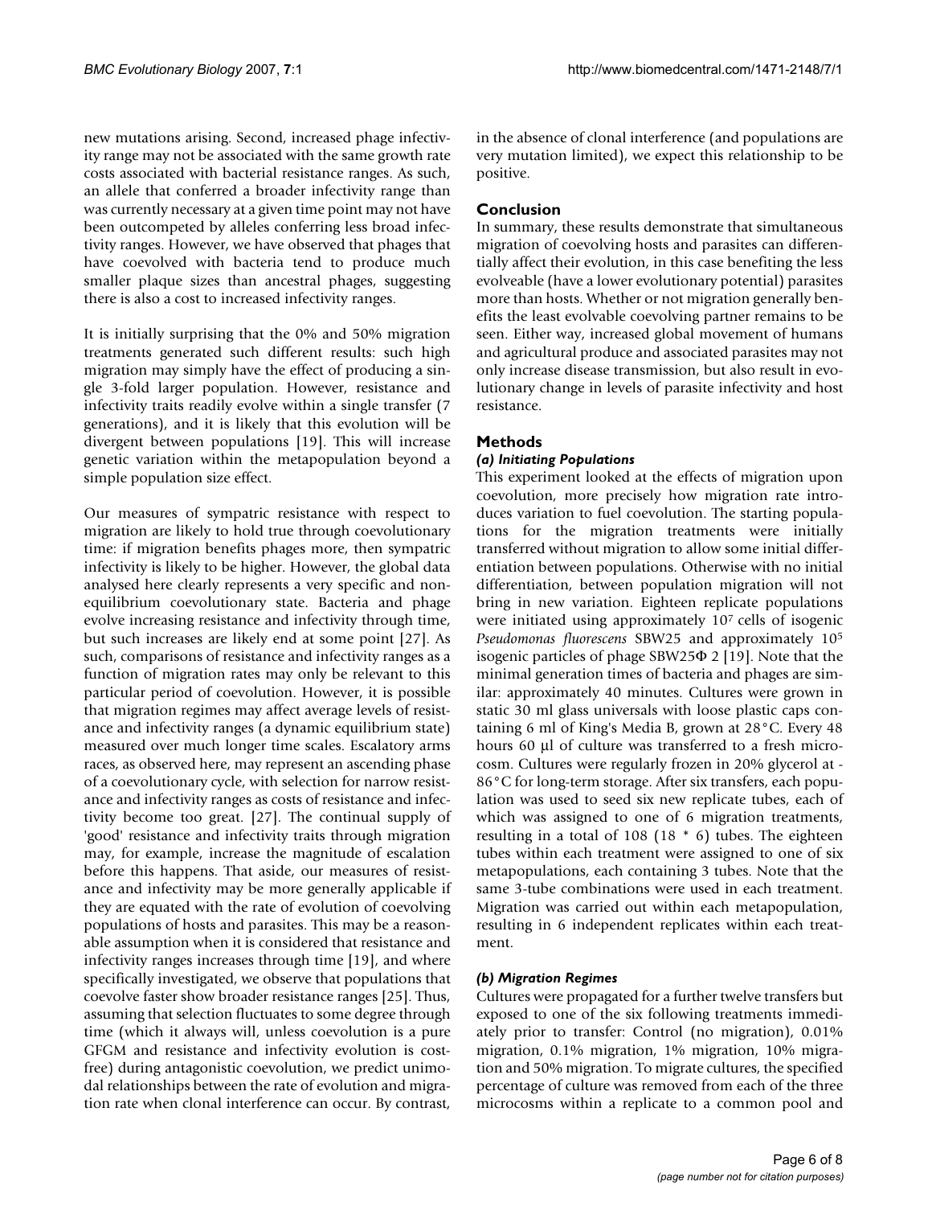new mutations arising. Second, increased phage infectivity range may not be associated with the same growth rate costs associated with bacterial resistance ranges. As such, an allele that conferred a broader infectivity range than was currently necessary at a given time point may not have been outcompeted by alleles conferring less broad infectivity ranges. However, we have observed that phages that have coevolved with bacteria tend to produce much smaller plaque sizes than ancestral phages, suggesting there is also a cost to increased infectivity ranges.

It is initially surprising that the 0% and 50% migration treatments generated such different results: such high migration may simply have the effect of producing a single 3-fold larger population. However, resistance and infectivity traits readily evolve within a single transfer (7 generations), and it is likely that this evolution will be divergent between populations [19]. This will increase genetic variation within the metapopulation beyond a simple population size effect.

Our measures of sympatric resistance with respect to migration are likely to hold true through coevolutionary time: if migration benefits phages more, then sympatric infectivity is likely to be higher. However, the global data analysed here clearly represents a very specific and non-equilibrium coevolutionary state. Bacteria and phage evolve increasing resistance and infectivity through time, but such increases are likely end at some point [27]. As such, comparisons of resistance and infectivity ranges as a function of migration rates may only be relevant to this particular period of coevolution. However, it is possible that migration regimes may affect average levels of resistance and infectivity ranges (a dynamic equilibrium state) measured over much longer time scales. Escalatory arms races, as observed here, may represent an ascending phase of a coevolutionary cycle, with selection for narrow resistance and infectivity ranges as costs of resistance and infectivity become too great. [27]. The continual supply of 'good' resistance and infectivity traits through migration may, for example, increase the magnitude of escalation before this happens. That aside, our measures of resistance and infectivity may be more generally applicable if they are equated with the rate of evolution of coevolving populations of hosts and parasites. This may be a reasonable assumption when it is considered that resistance and infectivity ranges increases through time [19], and where specifically investigated, we observe that populations that coevolve faster show broader resistance ranges [25]. Thus, assuming that selection fluctuates to some degree through time (which it always will, unless coevolution is a pure GFGM and resistance and infectivity evolution is cost-free) during antagonistic coevolution, we predict unimodal relationships between the rate of evolution and migration rate when clonal interference can occur. By contrast, in the absence of clonal interference (and populations are very mutation limited), we expect this relationship to be positive.

## Conclusion

In summary, these results demonstrate that simultaneous migration of coevolving hosts and parasites can differentially affect their evolution, in this case benefiting the less evolveable (have a lower evolutionary potential) parasites more than hosts. Whether or not migration generally benefits the least evolvable coevolving partner remains to be seen. Either way, increased global movement of humans and agricultural produce and associated parasites may not only increase disease transmission, but also result in evolutionary change in levels of parasite infectivity and host resistance.

## Methods

### *(a) Initiating Populations*

This experiment looked at the effects of migration upon coevolution, more precisely how migration rate introduces variation to fuel coevolution. The starting populations for the migration treatments were initially transferred without migration to allow some initial differentiation between populations. Otherwise with no initial differentiation, between population migration will not bring in new variation. Eighteen replicate populations were initiated using approximately $10^7$ cells of isogenic *Pseudomonas fluorescens* SBW25 and approximately $10^5$ isogenic particles of phage SBW25Φ 2 [19]. Note that the minimal generation times of bacteria and phages are similar: approximately 40 minutes. Cultures were grown in static 30 ml glass universals with loose plastic caps containing 6 ml of King's Media B, grown at 28°C. Every 48 hours 60 μl of culture was transferred to a fresh microcosm. Cultures were regularly frozen in 20% glycerol at -86°C for long-term storage. After six transfers, each population was used to seed six new replicate tubes, each of which was assigned to one of 6 migration treatments, resulting in a total of 108 (18 * 6) tubes. The eighteen tubes within each treatment were assigned to one of six metapopulations, each containing 3 tubes. Note that the same 3-tube combinations were used in each treatment. Migration was carried out within each metapopulation, resulting in 6 independent replicates within each treatment.

### *(b) Migration Regimes*

Cultures were propagated for a further twelve transfers but exposed to one of the six following treatments immediately prior to transfer: Control (no migration), 0.01% migration, 0.1% migration, 1% migration, 10% migration and 50% migration. To migrate cultures, the specified percentage of culture was removed from each of the three microcosms within a replicate to a common pool and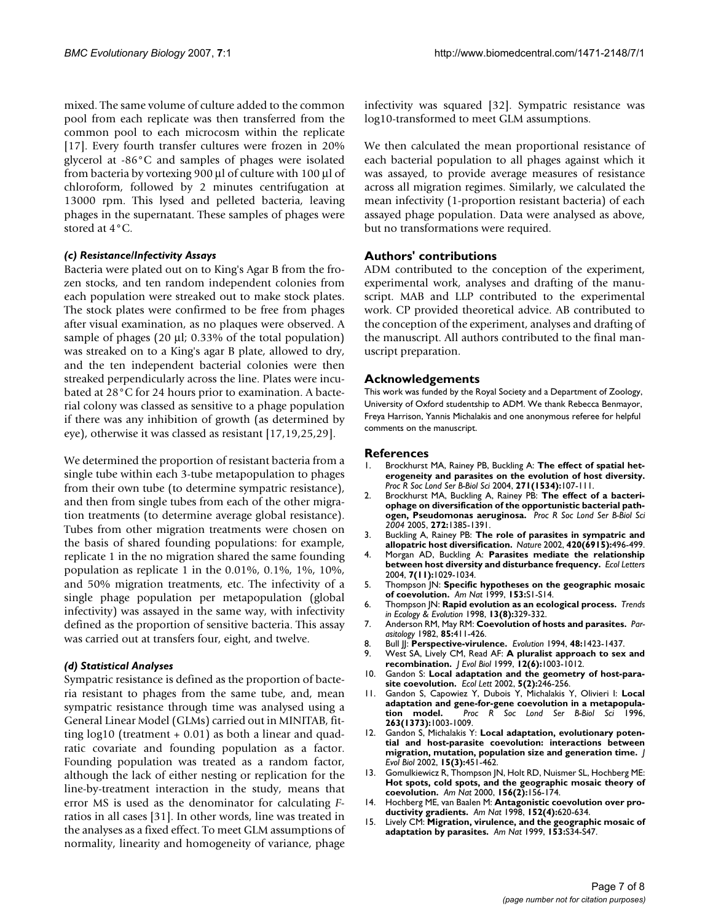mixed. The same volume of culture added to the common pool from each replicate was then transferred from the common pool to each microcosm within the replicate [17]. Every fourth transfer cultures were frozen in 20% glycerol at -86°C and samples of phages were isolated from bacteria by vortexing 900 µl of culture with 100 µl of chloroform, followed by 2 minutes centrifugation at 13000 rpm. This lysed and pelleted bacteria, leaving phages in the supernatant. These samples of phages were stored at 4°C.

### *(c) Resistance/Infectivity Assays*

Bacteria were plated out on to King's Agar B from the frozen stocks, and ten random independent colonies from each population were streaked out to make stock plates. The stock plates were confirmed to be free from phages after visual examination, as no plaques were observed. A sample of phages (20 µl; 0.33% of the total population) was streaked on to a King's agar B plate, allowed to dry, and the ten independent bacterial colonies were then streaked perpendicularly across the line. Plates were incubated at 28°C for 24 hours prior to examination. A bacterial colony was classed as sensitive to a phage population if there was any inhibition of growth (as determined by eye), otherwise it was classed as resistant [17,19,25,29].

We determined the proportion of resistant bacteria from a single tube within each 3-tube metapopulation to phages from their own tube (to determine sympatric resistance), and then from single tubes from each of the other migration treatments (to determine average global resistance). Tubes from other migration treatments were chosen on the basis of shared founding populations: for example, replicate 1 in the no migration shared the same founding population as replicate 1 in the 0.01%, 0.1%, 1%, 10%, and 50% migration treatments, etc. The infectivity of a single phage population per metapopulation (global infectivity) was assayed in the same way, with infectivity defined as the proportion of sensitive bacteria. This assay was carried out at transfers four, eight, and twelve.

### *(d) Statistical Analyses*

Sympatric resistance is defined as the proportion of bacteria resistant to phages from the same tube, and, mean sympatric resistance through time was analysed using a General Linear Model (GLMs) carried out in MINITAB, fitting log10 (treatment + 0.01) as both a linear and quadratic covariate and founding population as a factor. Founding population was treated as a random factor, although the lack of either nesting or replication for the line-by-treatment interaction in the study, means that error MS is used as the denominator for calculating *F*-ratios in all cases [31]. In other words, line was treated in the analyses as a fixed effect. To meet GLM assumptions of normality, linearity and homogeneity of variance, phage infectivity was squared [32]. Sympatric resistance was log10-transformed to meet GLM assumptions.

We then calculated the mean proportional resistance of each bacterial population to all phages against which it was assayed, to provide average measures of resistance across all migration regimes. Similarly, we calculated the mean infectivity (1-proportion resistant bacteria) of each assayed phage population. Data were analysed as above, but no transformations were required.

## Authors' contributions

ADM contributed to the conception of the experiment, experimental work, analyses and drafting of the manuscript. MAB and LLP contributed to the experimental work. CP provided theoretical advice. AB contributed to the conception of the experiment, analyses and drafting of the manuscript. All authors contributed to the final manuscript preparation.

## Acknowledgements

This work was funded by the Royal Society and a Department of Zoology, University of Oxford studentship to ADM. We thank Rebecca Benmayor, Freya Harrison, Yannis Michalakis and one anonymous referee for helpful comments on the manuscript.

## References

1. Brockhurst MA, Rainey PB, Buckling A: **The effect of spatial heterogeneity and parasites on the evolution of host diversity.** *Proc R Soc Lond Ser B-Biol Sci* 2004, **271(1534):**107-111.
2. Brockhurst MA, Buckling A, Rainey PB: **The effect of a bacteriophage on diversification of the opportunistic bacterial pathogen, Pseudomonas aeruginosa.** *Proc R Soc Lond Ser B-Biol Sci 2004* 2005, **272:**1385-1391.
3. Buckling A, Rainey PB: **The role of parasites in sympatric and allopatric host diversification.** *Nature* 2002, **420(6915):**496-499.
4. Morgan AD, Buckling A: **Parasites mediate the relationship between host diversity and disturbance frequency.** *Ecol Letters* 2004, **7(11):**1029-1034.
5. Thompson JN: **Specific hypotheses on the geographic mosaic of coevolution.** *Am Nat* 1999, **153:**S1-S14.
6. Thompson JN: **Rapid evolution as an ecological process.** *Trends in Ecology & Evolution* 1998, **13(8):**329-332.
7. Anderson RM, May RM: **Coevolution of hosts and parasites.** *Parasitology* 1982, **85:**411-426.
8. Bull JJ: **Perspective-virulence.** *Evolution* 1994, **48:**1423-1437.
9. West SA, Lively CM, Read AF: **A pluralist approach to sex and recombination.** *J Evol Biol* 1999, **12(6):**1003-1012.
10. Gandon S: **Local adaptation and the geometry of host-parasite coevolution.** *Ecol Lett* 2002, **5(2):**246-256.
11. Gandon S, Capowiez Y, Dubois Y, Michalakis Y, Olivieri I: **Local adaptation and gene-for-gene coevolution in a metapopulation model.** *Proc R Soc Lond Ser B-Biol Sci* 1996, **263(1373):**1003-1009.
12. Gandon S, Michalakis Y: **Local adaptation, evolutionary potential and host-parasite coevolution: interactions between migration, mutation, population size and generation time.** *J Evol Biol* 2002, **15(3):**451-462.
13. Gomulkiewicz R, Thompson JN, Holt RD, Nuismer SL, Hochberg ME: **Hot spots, cold spots, and the geographic mosaic theory of coevolution.** *Am Nat* 2000, **156(2):**156-174.
14. Hochberg ME, van Baalen M: **Antagonistic coevolution over productivity gradients.** *Am Nat* 1998, **152(4):**620-634.
15. Lively CM: **Migration, virulence, and the geographic mosaic of adaptation by parasites.** *Am Nat* 1999, **153:**S34-S47.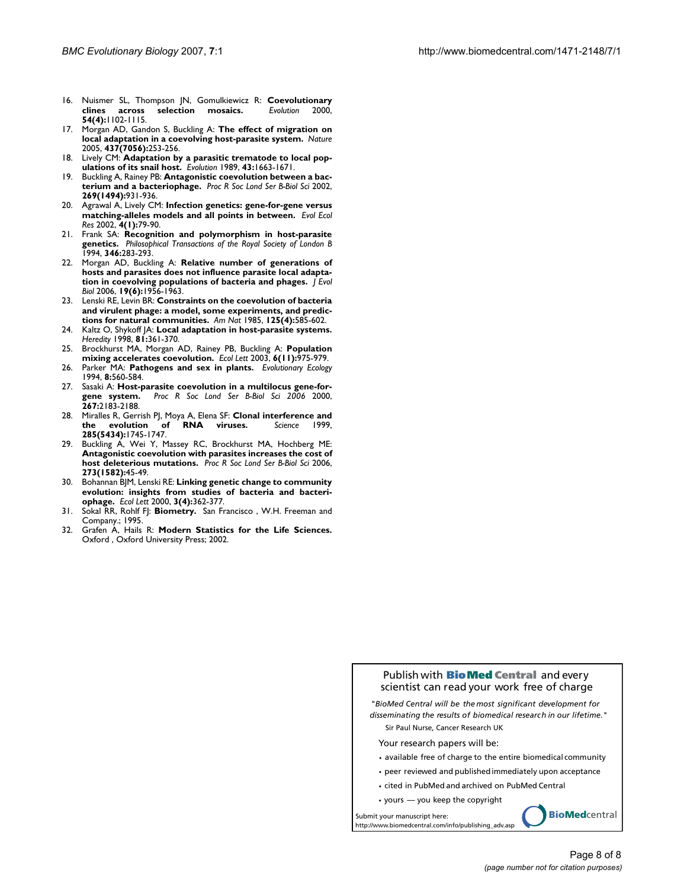16. Nuismer SL, Thompson JN, Gomulkiewicz R: **Coevolutionary clines across selection mosaics.** *Evolution* 2000, **54(4):**1102-1115.
17. Morgan AD, Gandon S, Buckling A: **The effect of migration on local adaptation in a coevolving host-parasite system.** *Nature* 2005, **437(7056):**253-256.
18. Lively CM: **Adaptation by a parasitic trematode to local populations of its snail host.** *Evolution* 1989, **43:**1663-1671.
19. Buckling A, Rainey PB: **Antagonistic coevolution between a bacterium and a bacteriophage.** *Proc R Soc Lond Ser B-Biol Sci* 2002, **269(1494):**931-936.
20. Agrawal A, Lively CM: **Infection genetics: gene-for-gene versus matching-alleles models and all points in between.** *Evol Ecol Res* 2002, **4(1):**79-90.
21. Frank SA: **Recognition and polymorphism in host-parasite genetics.** *Philosophical Transactions of the Royal Society of London B* 1994, **346:**283-293.
22. Morgan AD, Buckling A: **Relative number of generations of hosts and parasites does not influence parasite local adaptation in coevolving populations of bacteria and phages.** *J Evol Biol* 2006, **19(6):**1956-1963.
23. Lenski RE, Levin BR: **Constraints on the coevolution of bacteria and virulent phage: a model, some experiments, and predictions for natural communities.** *Am Nat* 1985, **125(4):**585-602.
24. Kaltz O, Shykoff JA: **Local adaptation in host-parasite systems.** *Heredity* 1998, **81:**361-370.
25. Brockhurst MA, Morgan AD, Rainey PB, Buckling A: **Population mixing accelerates coevolution.** *Ecol Lett* 2003, **6(11):**975-979.
26. Parker MA: **Pathogens and sex in plants.** *Evolutionary Ecology* 1994, **8:**560-584.
27. Sasaki A: **Host-parasite coevolution in a multilocus gene-for-gene system.** *Proc R Soc Lond Ser B-Biol Sci 2006* 2000, **267:**2183-2188.
28. Miralles R, Gerrish PJ, Moya A, Elena SF: **Clonal interference and the evolution of RNA viruses.** *Science* 1999, **285(5434):**1745-1747.
29. Buckling A, Wei Y, Massey RC, Brockhurst MA, Hochberg ME: **Antagonistic coevolution with parasites increases the cost of host deleterious mutations.** *Proc R Soc Lond Ser B-Biol Sci* 2006, **273(1582):**45-49.
30. Bohannan BJM, Lenski RE: **Linking genetic change to community evolution: insights from studies of bacteria and bacteriophage.** *Ecol Lett* 2000, **3(4):**362-377.
31. Sokal RR, Rohlf FJ: **Biometry.** San Francisco , W.H. Freeman and Company.; 1995.
32. Grafen A, Hails R: **Modern Statistics for the Life Sciences.** Oxford , Oxford University Press; 2002.

Publish with **BioMed Central** and every scientist can read your work free of charge

*"BioMed Central will be the most significant development for disseminating the results of biomedical research in our lifetime."*

Sir Paul Nurse, Cancer Research UK

Your research papers will be:

- available free of charge to the entire biomedical community
- peer reviewed and published immediately upon acceptance
- cited in PubMed and archived on PubMed Central
- yours — you keep the copyright

Submit your manuscript here:
http://www.biomedcentral.com/info/publishing_adv.asp

**BioMed**central